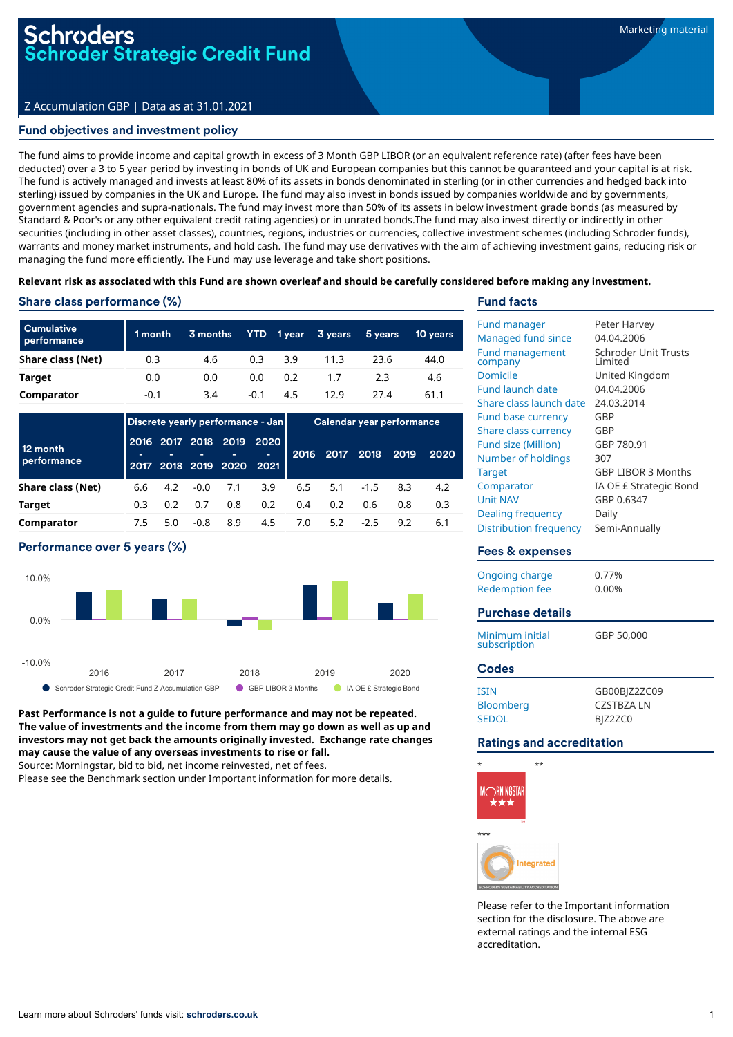# Schroders
# Schroder Strategic Credit Fund

Marketing material

Z Accumulation GBP | Data as at 31.01.2021

## Fund objectives and investment policy

The fund aims to provide income and capital growth in excess of 3 Month GBP LIBOR (or an equivalent reference rate) (after fees have been deducted) over a 3 to 5 year period by investing in bonds of UK and European companies but this cannot be guaranteed and your capital is at risk. The fund is actively managed and invests at least 80% of its assets in bonds denominated in sterling (or in other currencies and hedged back into sterling) issued by companies in the UK and Europe. The fund may also invest in bonds issued by companies worldwide and by governments, government agencies and supra-nationals. The fund may invest more than 50% of its assets in below investment grade bonds (as measured by Standard & Poor's or any other equivalent credit rating agencies) or in unrated bonds.The fund may also invest directly or indirectly in other securities (including in other asset classes), countries, regions, industries or currencies, collective investment schemes (including Schroder funds), warrants and money market instruments, and hold cash. The fund may use derivatives with the aim of achieving investment gains, reducing risk or managing the fund more efficiently. The Fund may use leverage and take short positions.

**Relevant risk as associated with this Fund are shown overleaf and should be carefully considered before making any investment.**

## Share class performance (%)

| Cumulative performance | 1 month | 3 months | YTD | 1 year | 3 years | 5 years | 10 years |
|---|---|---|---|---|---|---|---|
| **Share class (Net)** | 0.3 | 4.6 | 0.3 | 3.9 | 11.3 | 23.6 | 44.0 |
| **Target** | 0.0 | 0.0 | 0.0 | 0.2 | 1.7 | 2.3 | 4.6 |
| **Comparator** | -0.1 | 3.4 | -0.1 | 4.5 | 12.9 | 27.4 | 61.1 |

| 12 month performance | Discrete yearly performance - Jan | | | | | Calendar year performance | | | | |
|---|---|---|---|---|---|---|---|---|---|---|
| | 2016 - 2017 | 2017 - 2018 | 2018 - 2019 | 2019 - 2020 | 2020 - 2021 | 2016 | 2017 | 2018 | 2019 | 2020 |
| **Share class (Net)** | 6.6 | 4.2 | -0.0 | 7.1 | 3.9 | 6.5 | 5.1 | -1.5 | 8.3 | 4.2 |
| **Target** | 0.3 | 0.2 | 0.7 | 0.8 | 0.2 | 0.4 | 0.2 | 0.6 | 0.8 | 0.3 |
| **Comparator** | 7.5 | 5.0 | -0.8 | 8.9 | 4.5 | 7.0 | 5.2 | -2.5 | 9.2 | 6.1 |

## Performance over 5 years (%)

Schroder Strategic Credit Fund Z Accumulation GBP | GBP LIBOR 3 Months | IA OE £ Strategic Bond

**Past Performance is not a guide to future performance and may not be repeated. The value of investments and the income from them may go down as well as up and investors may not get back the amounts originally invested. Exchange rate changes may cause the value of any overseas investments to rise or fall.**

Source: Morningstar, bid to bid, net income reinvested, net of fees.

Please see the Benchmark section under Important information for more details.

## Fund facts

| | |
|---|---|
| Fund manager | Peter Harvey |
| Managed fund since | 04.04.2006 |
| Fund management company | Schroder Unit Trusts Limited |
| Domicile | United Kingdom |
| Fund launch date | 04.04.2006 |
| Share class launch date | 24.03.2014 |
| Fund base currency | GBP |
| Share class currency | GBP |
| Fund size (Million) | GBP 780.91 |
| Number of holdings | 307 |
| Target | GBP LIBOR 3 Months |
| Comparator | IA OE £ Strategic Bond |
| Unit NAV | GBP 0.6347 |
| Dealing frequency | Daily |
| Distribution frequency | Semi-Annually |

## Fees & expenses

| | |
|---|---|
| Ongoing charge | 0.77% |
| Redemption fee | 0.00% |

## Purchase details

| | |
|---|---|
| Minimum initial subscription | GBP 50,000 |

## Codes

| | |
|---|---|
| ISIN | GB00BJZ2ZC09 |
| Bloomberg | CZSTBZA LN |
| SEDOL | BJZ2ZC0 |

## Ratings and accreditation

Please refer to the Important information section for the disclosure. The above are external ratings and the internal ESG accreditation.

Learn more about Schroders' funds visit: **schroders.co.uk**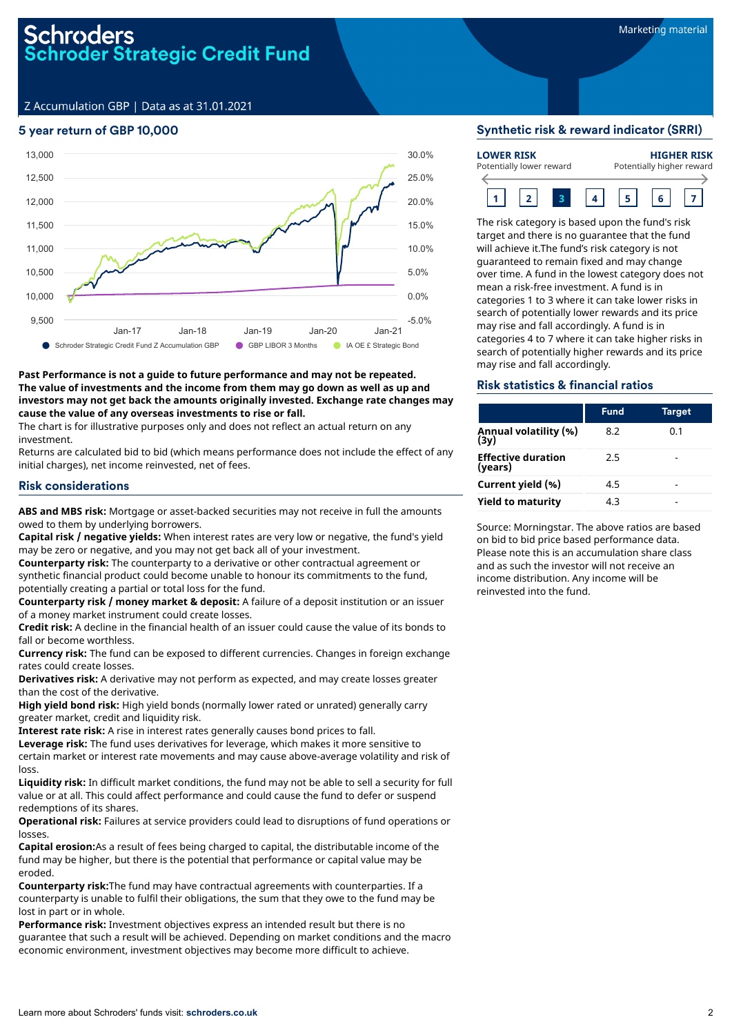# Schroders
# Schroder Strategic Credit Fund

Marketing material

Z Accumulation GBP | Data as at 31.01.2021

## 5 year return of GBP 10,000

13,000 | 12,500 | 12,000 | 11,500 | 11,000 | 10,500 | 10,000 | 9,500

30.0% | 25.0% | 20.0% | 15.0% | 10.0% | 5.0% | 0.0% | -5.0%

Jan-17 | Jan-18 | Jan-19 | Jan-20 | Jan-21

● Schroder Strategic Credit Fund Z Accumulation GBP ● GBP LIBOR 3 Months ● IA OE £ Strategic Bond

**Past Performance is not a guide to future performance and may not be repeated. The value of investments and the income from them may go down as well as up and investors may not get back the amounts originally invested. Exchange rate changes may cause the value of any overseas investments to rise or fall.**

The chart is for illustrative purposes only and does not reflect an actual return on any investment.

Returns are calculated bid to bid (which means performance does not include the effect of any initial charges), net income reinvested, net of fees.

## Risk considerations

**ABS and MBS risk:** Mortgage or asset-backed securities may not receive in full the amounts owed to them by underlying borrowers.

**Capital risk / negative yields:** When interest rates are very low or negative, the fund's yield may be zero or negative, and you may not get back all of your investment.

**Counterparty risk:** The counterparty to a derivative or other contractual agreement or synthetic financial product could become unable to honour its commitments to the fund, potentially creating a partial or total loss for the fund.

**Counterparty risk / money market & deposit:** A failure of a deposit institution or an issuer of a money market instrument could create losses.

**Credit risk:** A decline in the financial health of an issuer could cause the value of its bonds to fall or become worthless.

**Currency risk:** The fund can be exposed to different currencies. Changes in foreign exchange rates could create losses.

**Derivatives risk:** A derivative may not perform as expected, and may create losses greater than the cost of the derivative.

**High yield bond risk:** High yield bonds (normally lower rated or unrated) generally carry greater market, credit and liquidity risk.

**Interest rate risk:** A rise in interest rates generally causes bond prices to fall.

**Leverage risk:** The fund uses derivatives for leverage, which makes it more sensitive to certain market or interest rate movements and may cause above-average volatility and risk of loss.

**Liquidity risk:** In difficult market conditions, the fund may not be able to sell a security for full value or at all. This could affect performance and could cause the fund to defer or suspend redemptions of its shares.

**Operational risk:** Failures at service providers could lead to disruptions of fund operations or losses.

**Capital erosion:**As a result of fees being charged to capital, the distributable income of the fund may be higher, but there is the potential that performance or capital value may be eroded.

**Counterparty risk:**The fund may have contractual agreements with counterparties. If a counterparty is unable to fulfil their obligations, the sum that they owe to the fund may be lost in part or in whole.

**Performance risk:** Investment objectives express an intended result but there is no guarantee that such a result will be achieved. Depending on market conditions and the macro economic environment, investment objectives may become more difficult to achieve.

## Synthetic risk & reward indicator (SRRI)

**LOWER RISK** Potentially lower reward — **HIGHER RISK** Potentially higher reward

1 | 2 | **3** | 4 | 5 | 6 | 7

The risk category is based upon the fund's risk target and there is no guarantee that the fund will achieve it.The fund's risk category is not guaranteed to remain fixed and may change over time. A fund in the lowest category does not mean a risk-free investment. A fund is in categories 1 to 3 where it can take lower risks in search of potentially lower rewards and its price may rise and fall accordingly. A fund is in categories 4 to 7 where it can take higher risks in search of potentially higher rewards and its price may rise and fall accordingly.

## Risk statistics & financial ratios

| | Fund | Target |
|---|---|---|
| **Annual volatility (%) (3y)** | 8.2 | 0.1 |
| **Effective duration (years)** | 2.5 | - |
| **Current yield (%)** | 4.5 | - |
| **Yield to maturity** | 4.3 | - |

Source: Morningstar. The above ratios are based on bid to bid price based performance data. Please note this is an accumulation share class and as such the investor will not receive an income distribution. Any income will be reinvested into the fund.

Learn more about Schroders' funds visit: **schroders.co.uk**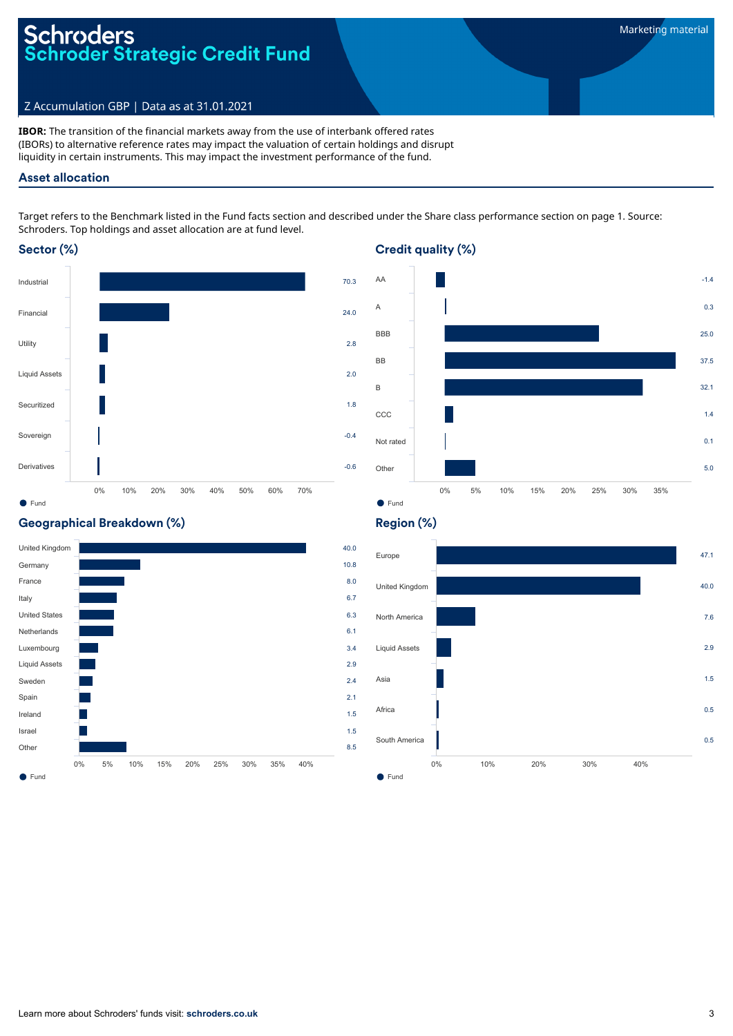# Schroders
## Schroder Strategic Credit Fund

Z Accumulation GBP | Data as at 31.01.2021

Marketing material

**IBOR:** The transition of the financial markets away from the use of interbank offered rates (IBORs) to alternative reference rates may impact the valuation of certain holdings and disrupt liquidity in certain instruments. This may impact the investment performance of the fund.

## Asset allocation

Target refers to the Benchmark listed in the Fund facts section and described under the Share class performance section on page 1. Source: Schroders. Top holdings and asset allocation are at fund level.

### Sector (%)

| Sector | Fund |
| --- | --- |
| Industrial | 70.3 |
| Financial | 24.0 |
| Utility | 2.8 |
| Liquid Assets | 2.0 |
| Securitized | 1.8 |
| Sovereign | -0.4 |
| Derivatives | -0.6 |

### Credit quality (%)

| Credit quality | Fund |
| --- | --- |
| AA | -1.4 |
| A | 0.3 |
| BBB | 25.0 |
| BB | 37.5 |
| B | 32.1 |
| CCC | 1.4 |
| Not rated | 0.1 |
| Other | 5.0 |

### Geographical Breakdown (%)

| Country | Fund |
| --- | --- |
| United Kingdom | 40.0 |
| Germany | 10.8 |
| France | 8.0 |
| Italy | 6.7 |
| United States | 6.3 |
| Netherlands | 6.1 |
| Luxembourg | 3.4 |
| Liquid Assets | 2.9 |
| Sweden | 2.4 |
| Spain | 2.1 |
| Ireland | 1.5 |
| Israel | 1.5 |
| Other | 8.5 |

### Region (%)

| Region | Fund |
| --- | --- |
| Europe | 47.1 |
| United Kingdom | 40.0 |
| North America | 7.6 |
| Liquid Assets | 2.9 |
| Asia | 1.5 |
| Africa | 0.5 |
| South America | 0.5 |

Learn more about Schroders' funds visit: **schroders.co.uk**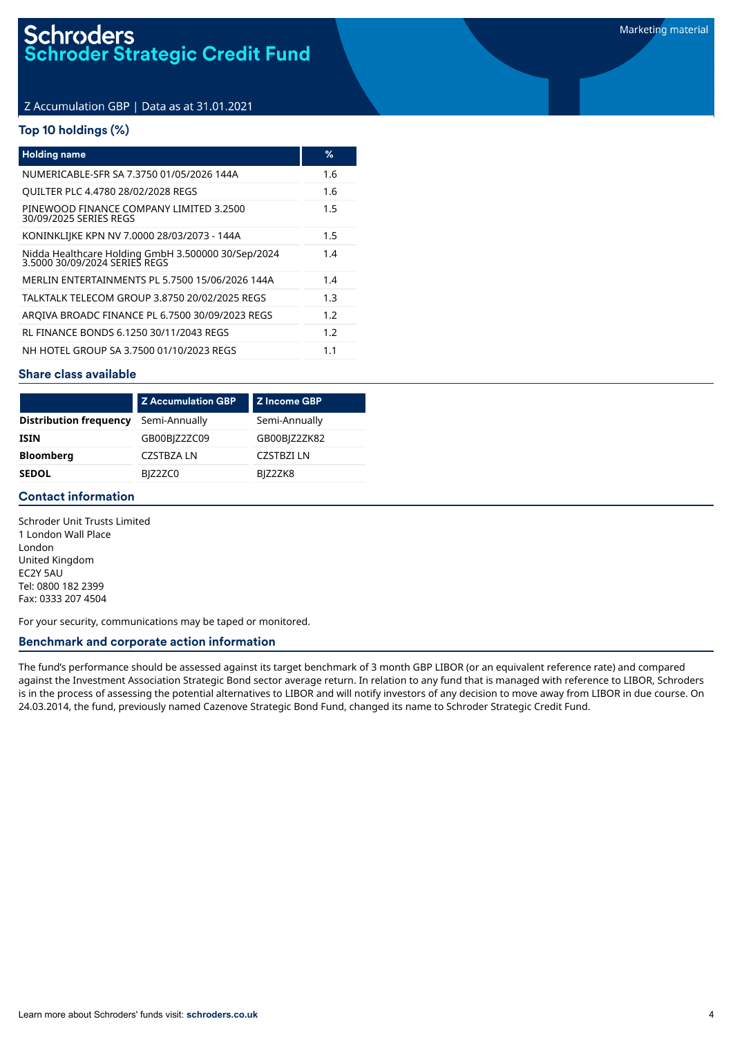# Schroders
## Schroder Strategic Credit Fund

Marketing material

Z Accumulation GBP | Data as at 31.01.2021

### Top 10 holdings (%)

| Holding name | % |
|---|---|
| NUMERICABLE-SFR SA 7.3750 01/05/2026 144A | 1.6 |
| QUILTER PLC 4.4780 28/02/2028 REGS | 1.6 |
| PINEWOOD FINANCE COMPANY LIMITED 3.2500 30/09/2025 SERIES REGS | 1.5 |
| KONINKLIJKE KPN NV 7.0000 28/03/2073 - 144A | 1.5 |
| Nidda Healthcare Holding GmbH 3.500000 30/Sep/2024 3.5000 30/09/2024 SERIES REGS | 1.4 |
| MERLIN ENTERTAINMENTS PL 5.7500 15/06/2026 144A | 1.4 |
| TALKTALK TELECOM GROUP 3.8750 20/02/2025 REGS | 1.3 |
| ARQIVA BROADC FINANCE PL 6.7500 30/09/2023 REGS | 1.2 |
| RL FINANCE BONDS 6.1250 30/11/2043 REGS | 1.2 |
| NH HOTEL GROUP SA 3.7500 01/10/2023 REGS | 1.1 |

### Share class available

| | Z Accumulation GBP | Z Income GBP |
|---|---|---|
| **Distribution frequency** | Semi-Annually | Semi-Annually |
| **ISIN** | GB00BJZ2ZC09 | GB00BJZ2ZK82 |
| **Bloomberg** | CZSTBZA LN | CZSTBZI LN |
| **SEDOL** | BJZ2ZC0 | BJZ2ZK8 |

### Contact information

Schroder Unit Trusts Limited
1 London Wall Place
London
United Kingdom
EC2Y 5AU
Tel: 0800 182 2399
Fax: 0333 207 4504

For your security, communications may be taped or monitored.

### Benchmark and corporate action information

The fund's performance should be assessed against its target benchmark of 3 month GBP LIBOR (or an equivalent reference rate) and compared against the Investment Association Strategic Bond sector average return. In relation to any fund that is managed with reference to LIBOR, Schroders is in the process of assessing the potential alternatives to LIBOR and will notify investors of any decision to move away from LIBOR in due course. On 24.03.2014, the fund, previously named Cazenove Strategic Bond Fund, changed its name to Schroder Strategic Credit Fund.

Learn more about Schroders' funds visit: **schroders.co.uk**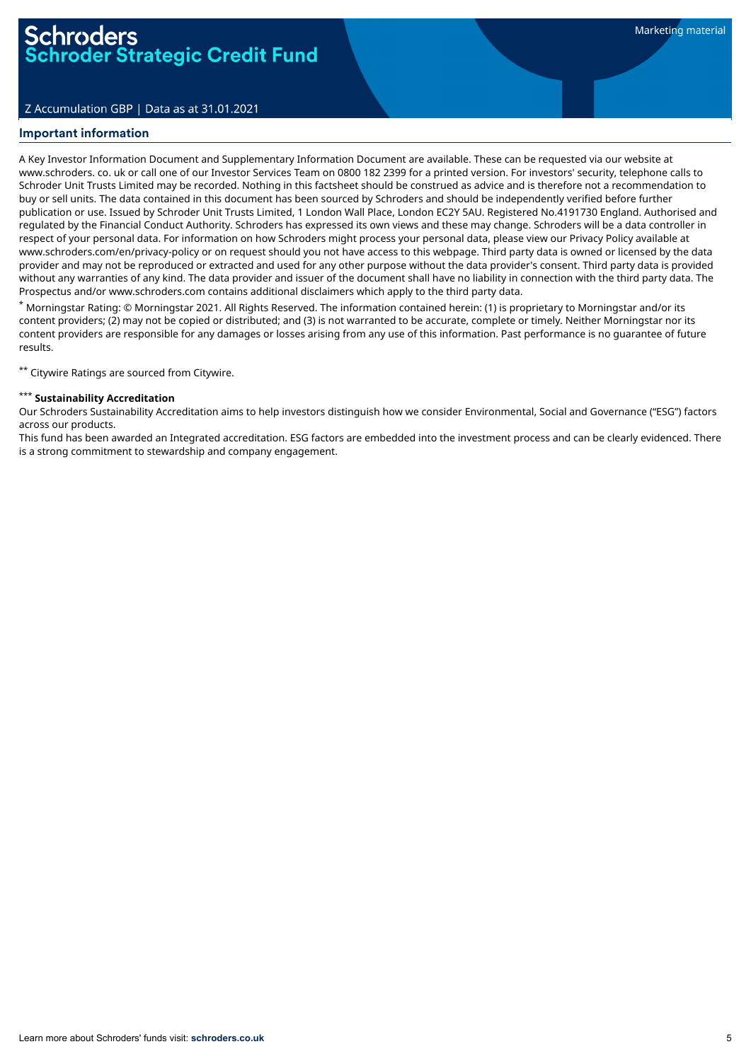# Schroders
## Schroder Strategic Credit Fund

Marketing material

Z Accumulation GBP | Data as at 31.01.2021

### Important information

A Key Investor Information Document and Supplementary Information Document are available. These can be requested via our website at www.schroders. co. uk or call one of our Investor Services Team on 0800 182 2399 for a printed version. For investors' security, telephone calls to Schroder Unit Trusts Limited may be recorded. Nothing in this factsheet should be construed as advice and is therefore not a recommendation to buy or sell units. The data contained in this document has been sourced by Schroders and should be independently verified before further publication or use. Issued by Schroder Unit Trusts Limited, 1 London Wall Place, London EC2Y 5AU. Registered No.4191730 England. Authorised and regulated by the Financial Conduct Authority. Schroders has expressed its own views and these may change. Schroders will be a data controller in respect of your personal data. For information on how Schroders might process your personal data, please view our Privacy Policy available at www.schroders.com/en/privacy-policy or on request should you not have access to this webpage. Third party data is owned or licensed by the data provider and may not be reproduced or extracted and used for any other purpose without the data provider's consent. Third party data is provided without any warranties of any kind. The data provider and issuer of the document shall have no liability in connection with the third party data. The Prospectus and/or www.schroders.com contains additional disclaimers which apply to the third party data.

* Morningstar Rating: © Morningstar 2021. All Rights Reserved. The information contained herein: (1) is proprietary to Morningstar and/or its content providers; (2) may not be copied or distributed; and (3) is not warranted to be accurate, complete or timely. Neither Morningstar nor its content providers are responsible for any damages or losses arising from any use of this information. Past performance is no guarantee of future results.

** Citywire Ratings are sourced from Citywire.

*** **Sustainability Accreditation**

Our Schroders Sustainability Accreditation aims to help investors distinguish how we consider Environmental, Social and Governance ("ESG") factors across our products.

This fund has been awarded an Integrated accreditation. ESG factors are embedded into the investment process and can be clearly evidenced. There is a strong commitment to stewardship and company engagement.

Learn more about Schroders' funds visit: **schroders.co.uk**